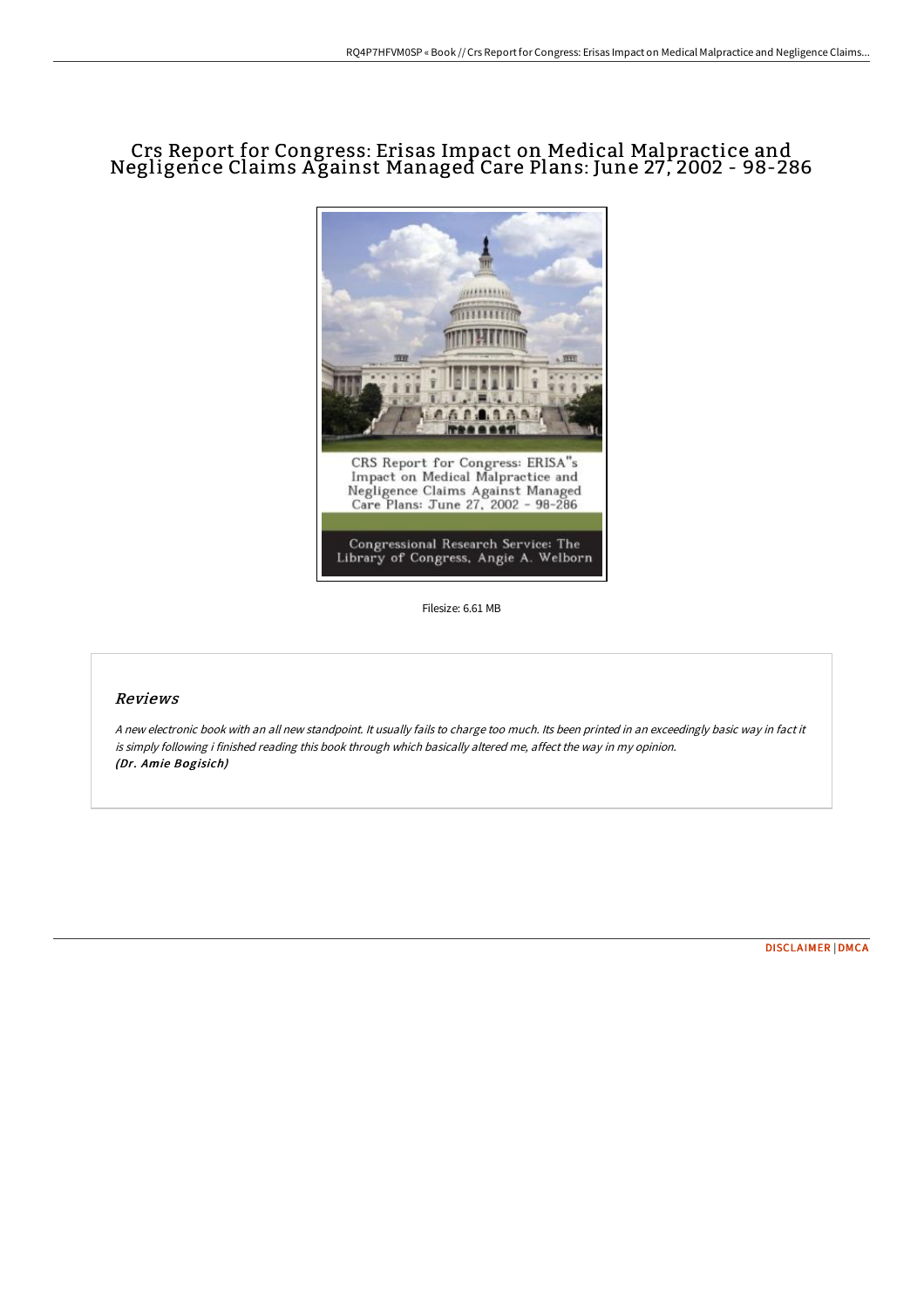# Crs Report for Congress: Erisas Impact on Medical Malpractice and Negligence Claims Against Managed Care Plans: June 27, 2002 - 98-286

Filesize: 6.61 MB

## *Reviews*

*A new electronic book with an all new standpoint. It usually fails to charge too much. Its been printed in an exceedingly basic way in fact it is simply following i finished reading this book through which basically altered me, affect the way in my opinion.*
***(Dr. Amie Bogisich)***

DISCLAIMER | DMCA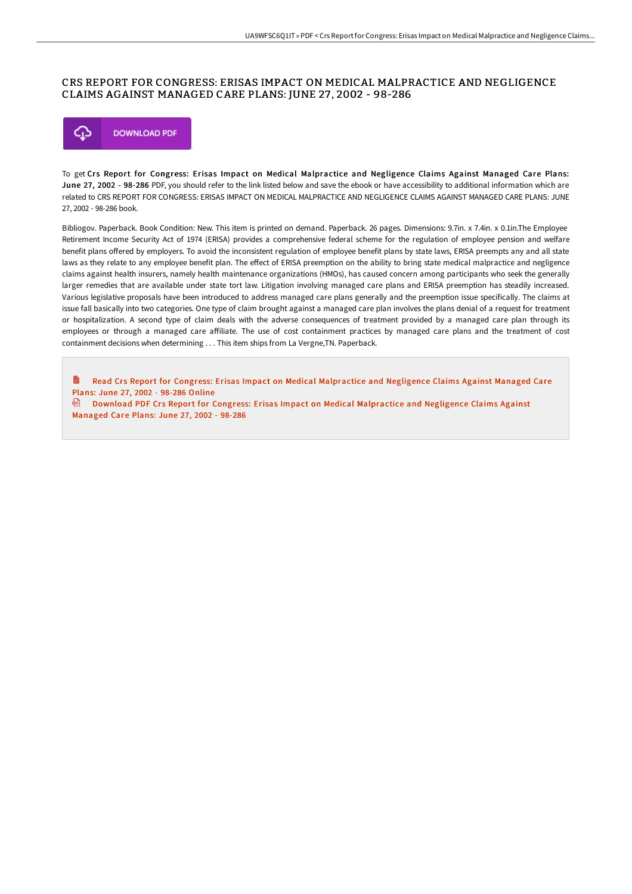# CRS REPORT FOR CONGRESS: ERISAS IMPACT ON MEDICAL MALPRACTICE AND NEGLIGENCE CLAIMS AGAINST MANAGED CARE PLANS: JUNE 27, 2002 - 98-286

DOWNLOAD PDF

To get **Crs Report for Congress: Erisas Impact on Medical Malpractice and Negligence Claims Against Managed Care Plans: June 27, 2002 - 98-286** PDF, you should refer to the link listed below and save the ebook or have accessibility to additional information which are related to CRS REPORT FOR CONGRESS: ERISAS IMPACT ON MEDICAL MALPRACTICE AND NEGLIGENCE CLAIMS AGAINST MANAGED CARE PLANS: JUNE 27, 2002 - 98-286 book.

Bibliogov. Paperback. Book Condition: New. This item is printed on demand. Paperback. 26 pages. Dimensions: 9.7in. x 7.4in. x 0.1in.The Employee Retirement Income Security Act of 1974 (ERISA) provides a comprehensive federal scheme for the regulation of employee pension and welfare benefit plans offered by employers. To avoid the inconsistent regulation of employee benefit plans by state laws, ERISA preempts any and all state laws as they relate to any employee benefit plan. The effect of ERISA preemption on the ability to bring state medical malpractice and negligence claims against health insurers, namely health maintenance organizations (HMOs), has caused concern among participants who seek the generally larger remedies that are available under state tort law. Litigation involving managed care plans and ERISA preemption has steadily increased. Various legislative proposals have been introduced to address managed care plans generally and the preemption issue specifically. The claims at issue fall basically into two categories. One type of claim brought against a managed care plan involves the plans denial of a request for treatment or hospitalization. A second type of claim deals with the adverse consequences of treatment provided by a managed care plan through its employees or through a managed care affiliate. The use of cost containment practices by managed care plans and the treatment of cost containment decisions when determining . . . This item ships from La Vergne,TN. Paperback.

Read Crs Report for Congress: Erisas Impact on Medical Malpractice and Negligence Claims Against Managed Care Plans: June 27, 2002 - 98-286 Online

Download PDF Crs Report for Congress: Erisas Impact on Medical Malpractice and Negligence Claims Against Managed Care Plans: June 27, 2002 - 98-286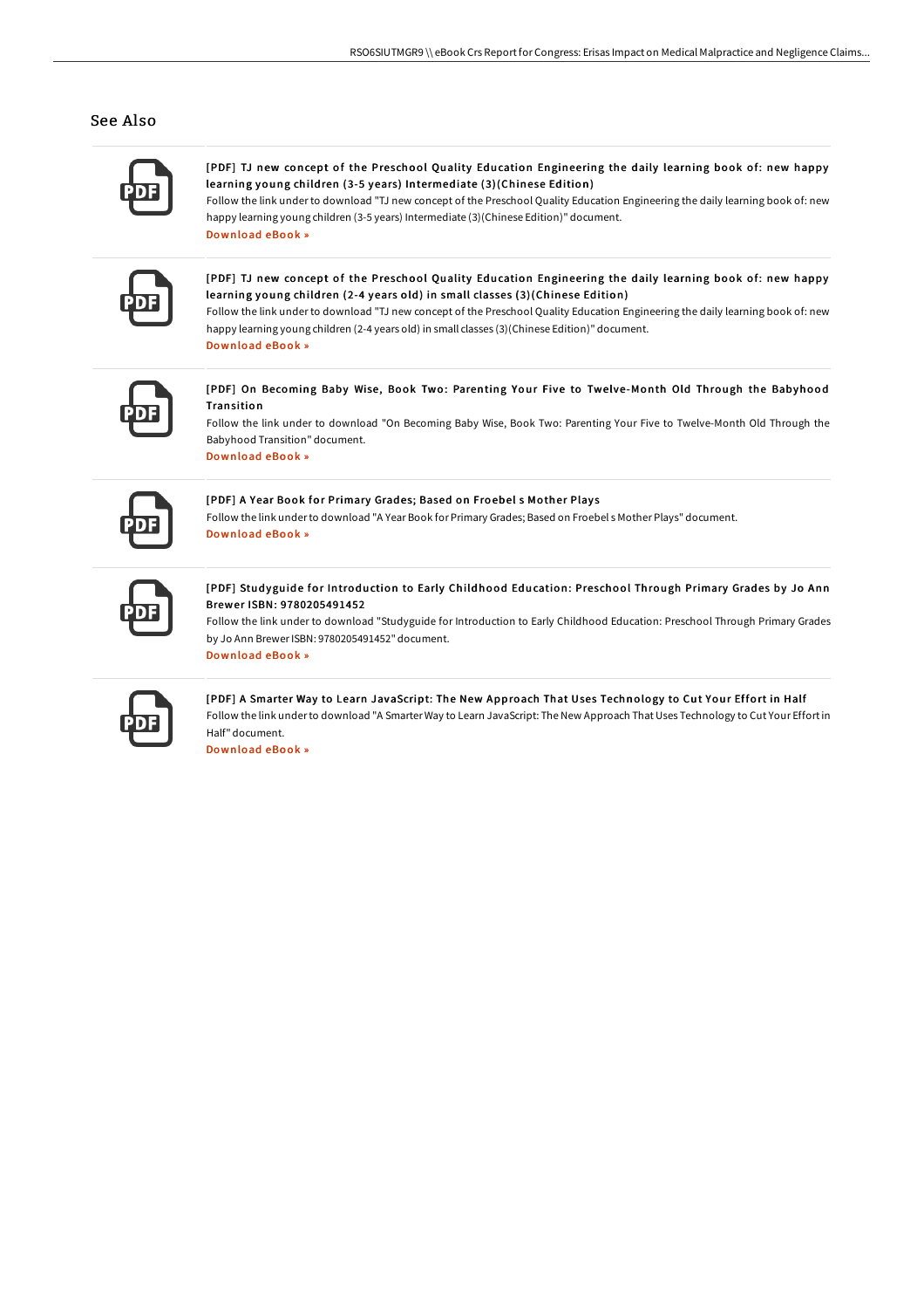## See Also

**[PDF] TJ new concept of the Preschool Quality Education Engineering the daily learning book of: new happy learning young children (3-5 years) Intermediate (3)(Chinese Edition)**

Follow the link under to download "TJ new concept of the Preschool Quality Education Engineering the daily learning book of: new happy learning young children (3-5 years) Intermediate (3)(Chinese Edition)" document.

Download eBook »

**[PDF] TJ new concept of the Preschool Quality Education Engineering the daily learning book of: new happy learning young children (2-4 years old) in small classes (3)(Chinese Edition)**

Follow the link under to download "TJ new concept of the Preschool Quality Education Engineering the daily learning book of: new happy learning young children (2-4 years old) in small classes (3)(Chinese Edition)" document.

Download eBook »

**[PDF] On Becoming Baby Wise, Book Two: Parenting Your Five to Twelve-Month Old Through the Babyhood Transition**

Follow the link under to download "On Becoming Baby Wise, Book Two: Parenting Your Five to Twelve-Month Old Through the Babyhood Transition" document.

Download eBook »

**[PDF] A Year Book for Primary Grades; Based on Froebel s Mother Plays**

Follow the link under to download "A Year Book for Primary Grades; Based on Froebel s Mother Plays" document.

Download eBook »

**[PDF] Studyguide for Introduction to Early Childhood Education: Preschool Through Primary Grades by Jo Ann Brewer ISBN: 9780205491452**

Follow the link under to download "Studyguide for Introduction to Early Childhood Education: Preschool Through Primary Grades by Jo Ann Brewer ISBN: 9780205491452" document.

Download eBook »

**[PDF] A Smarter Way to Learn JavaScript: The New Approach That Uses Technology to Cut Your Effort in Half**

Follow the link under to download "A Smarter Way to Learn JavaScript: The New Approach That Uses Technology to Cut Your Effort in Half" document.

Download eBook »